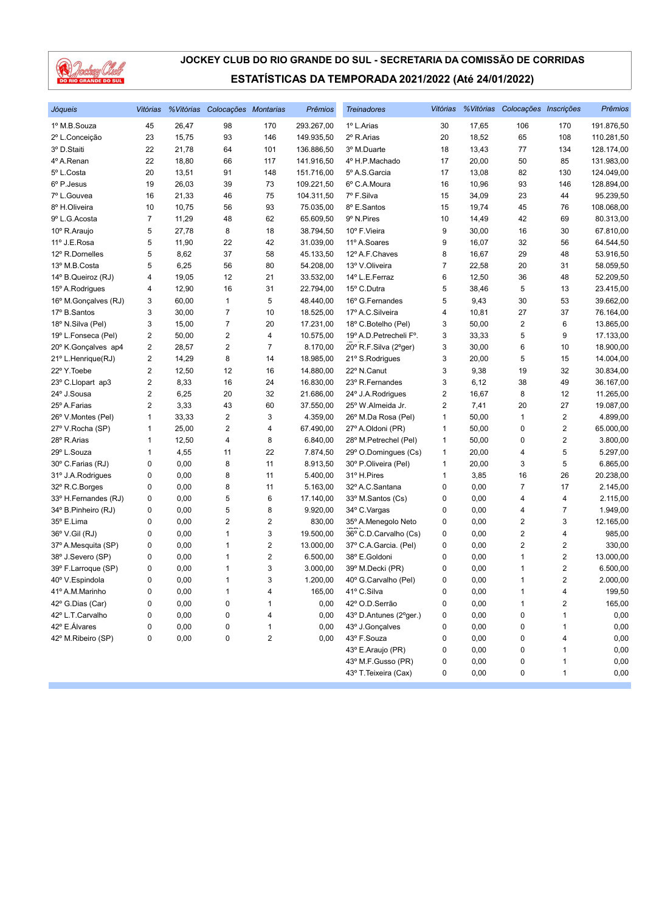# JOCKEY CLUB DO RIO GRANDE DO SUL - SECRETARIA DA COMISSÃO DE CORRIDAS

## ESTATÍSTICAS DA TEMPORADA 2021/2022 (Até 24/01/2022)

| *Jóqueis* | *Vitórias* | *%Vitórias* | *Colocações* | *Montarias* | *Prêmios* |
|---|---|---|---|---|---|
| 1º M.B.Souza | 45 | 26,47 | 98 | 170 | 293.267,00 |
| 2º L.Conceição | 23 | 15,75 | 93 | 146 | 149.935,50 |
| 3º D.Staiti | 22 | 21,78 | 64 | 101 | 136.886,50 |
| 4º A.Renan | 22 | 18,80 | 66 | 117 | 141.916,50 |
| 5º L.Costa | 20 | 13,51 | 91 | 148 | 151.716,00 |
| 6º P.Jesus | 19 | 26,03 | 39 | 73 | 109.221,50 |
| 7º L.Gouvea | 16 | 21,33 | 46 | 75 | 104.311,50 |
| 8º H.Oliveira | 10 | 10,75 | 56 | 93 | 75.035,00 |
| 9º L.G.Acosta | 7 | 11,29 | 48 | 62 | 65.609,50 |
| 10º R.Araujo | 5 | 27,78 | 8 | 18 | 38.794,50 |
| 11º J.E.Rosa | 5 | 11,90 | 22 | 42 | 31.039,00 |
| 12º R.Dornelles | 5 | 8,62 | 37 | 58 | 45.133,50 |
| 13º M.B.Costa | 5 | 6,25 | 56 | 80 | 54.208,00 |
| 14º B.Queiroz (RJ) | 4 | 19,05 | 12 | 21 | 33.532,00 |
| 15º A.Rodrigues | 4 | 12,90 | 16 | 31 | 22.794,00 |
| 16º M.Gonçalves (RJ) | 3 | 60,00 | 1 | 5 | 48.440,00 |
| 17º B.Santos | 3 | 30,00 | 7 | 10 | 18.525,00 |
| 18º N.Silva (Pel) | 3 | 15,00 | 7 | 20 | 17.231,00 |
| 19º L.Fonseca (Pel) | 2 | 50,00 | 2 | 4 | 10.575,00 |
| 20º K.Gonçalves ap4 | 2 | 28,57 | 2 | 7 | 8.170,00 |
| 21º L.Henrique(RJ) | 2 | 14,29 | 8 | 14 | 18.985,00 |
| 22º Y.Toebe | 2 | 12,50 | 12 | 16 | 14.880,00 |
| 23º C.Llopart ap3 | 2 | 8,33 | 16 | 24 | 16.830,00 |
| 24º J.Sousa | 2 | 6,25 | 20 | 32 | 21.686,00 |
| 25º A.Farias | 2 | 3,33 | 43 | 60 | 37.550,00 |
| 26º V.Montes (Pel) | 1 | 33,33 | 2 | 3 | 4.359,00 |
| 27º V.Rocha (SP) | 1 | 25,00 | 2 | 4 | 67.490,00 |
| 28º R.Arias | 1 | 12,50 | 4 | 8 | 6.840,00 |
| 29º L.Souza | 1 | 4,55 | 11 | 22 | 7.874,50 |
| 30º C.Farias (RJ) | 0 | 0,00 | 8 | 11 | 8.913,50 |
| 31º J.A.Rodrigues | 0 | 0,00 | 8 | 11 | 5.400,00 |
| 32º R.C.Borges | 0 | 0,00 | 8 | 11 | 5.163,00 |
| 33º H.Fernandes (RJ) | 0 | 0,00 | 5 | 6 | 17.140,00 |
| 34º B.Pinheiro (RJ) | 0 | 0,00 | 5 | 8 | 9.920,00 |
| 35º E.Lima | 0 | 0,00 | 2 | 2 | 830,00 |
| 36º V.Gil (RJ) | 0 | 0,00 | 1 | 3 | 19.500,00 |
| 37º A.Mesquita (SP) | 0 | 0,00 | 1 | 2 | 13.000,00 |
| 38º J.Severo (SP) | 0 | 0,00 | 1 | 2 | 6.500,00 |
| 39º F.Larroque (SP) | 0 | 0,00 | 1 | 3 | 3.000,00 |
| 40º V.Espindola | 0 | 0,00 | 1 | 3 | 1.200,00 |
| 41º A.M.Marinho | 0 | 0,00 | 1 | 4 | 165,00 |
| 42º G.Dias (Car) | 0 | 0,00 | 0 | 1 | 0,00 |
| 42º L.T.Carvalho | 0 | 0,00 | 0 | 4 | 0,00 |
| 42º E.Álvares | 0 | 0,00 | 0 | 1 | 0,00 |
| 42º M.Ribeiro (SP) | 0 | 0,00 | 0 | 2 | 0,00 |

| *Treinadores* | *Vitórias* | *%Vitórias* | *Colocações* | *Inscrições* | *Prêmios* |
|---|---|---|---|---|---|
| 1º L.Arias | 30 | 17,65 | 106 | 170 | 191.876,50 |
| 2º R.Arias | 20 | 18,52 | 65 | 108 | 110.281,50 |
| 3º M.Duarte | 18 | 13,43 | 77 | 134 | 128.174,00 |
| 4º H.P.Machado | 17 | 20,00 | 50 | 85 | 131.983,00 |
| 5º A.S.Garcia | 17 | 13,08 | 82 | 130 | 124.049,00 |
| 6º C.A.Moura | 16 | 10,96 | 93 | 146 | 128.894,00 |
| 7º F.Silva | 15 | 34,09 | 23 | 44 | 95.239,50 |
| 8º E.Santos | 15 | 19,74 | 45 | 76 | 108.068,00 |
| 9º N.Pires | 10 | 14,49 | 42 | 69 | 80.313,00 |
| 10º F.Vieira | 9 | 30,00 | 16 | 30 | 67.810,00 |
| 11º A.Soares | 9 | 16,07 | 32 | 56 | 64.544,50 |
| 12º A.F.Chaves | 8 | 16,67 | 29 | 48 | 53.916,50 |
| 13º V.Oliveira | 7 | 22,58 | 20 | 31 | 58.059,50 |
| 14º L.E.Ferraz | 6 | 12,50 | 36 | 48 | 52.209,50 |
| 15º C.Dutra | 5 | 38,46 | 5 | 13 | 23.415,00 |
| 16º G.Fernandes | 5 | 9,43 | 30 | 53 | 39.662,00 |
| 17º A.C.Silveira | 4 | 10,81 | 27 | 37 | 76.164,00 |
| 18º C.Botelho (Pel) | 3 | 50,00 | 2 | 6 | 13.865,00 |
| 19º A.D.Petrecheli Fº. | 3 | 33,33 | 5 | 9 | 17.133,00 |
| 20º R.F.Silva (2ºger) | 3 | 30,00 | 6 | 10 | 18.900,00 |
| 21º S.Rodrigues | 3 | 20,00 | 5 | 15 | 14.004,00 |
| 22º N.Canut | 3 | 9,38 | 19 | 32 | 30.834,00 |
| 23º R.Fernandes | 3 | 6,12 | 38 | 49 | 36.167,00 |
| 24º J.A.Rodrigues | 2 | 16,67 | 8 | 12 | 11.265,00 |
| 25º W.Almeida Jr. | 2 | 7,41 | 20 | 27 | 19.087,00 |
| 26º M.Da Rosa (Pel) | 1 | 50,00 | 1 | 2 | 4.899,00 |
| 27º A.Oldoni (PR) | 1 | 50,00 | 0 | 2 | 65.000,00 |
| 28º M.Petrechel (Pel) | 1 | 50,00 | 0 | 2 | 3.800,00 |
| 29º O.Domingues (Cs) | 1 | 20,00 | 4 | 5 | 5.297,00 |
| 30º P.Oliveira (Pel) | 1 | 20,00 | 3 | 5 | 6.865,00 |
| 31º H.Pires | 1 | 3,85 | 16 | 26 | 20.238,00 |
| 32º A.C.Santana | 0 | 0,00 | 7 | 17 | 2.145,00 |
| 33º M.Santos (Cs) | 0 | 0,00 | 4 | 4 | 2.115,00 |
| 34º C.Vargas | 0 | 0,00 | 4 | 7 | 1.949,00 |
| 35º A.Menegolo Neto | 0 | 0,00 | 2 | 3 | 12.165,00 |
| 36º C.D.Carvalho (Cs) | 0 | 0,00 | 2 | 4 | 985,00 |
| 37º C.A.Garcia. (Pel) | 0 | 0,00 | 2 | 2 | 330,00 |
| 38º E.Goldoni | 0 | 0,00 | 1 | 2 | 13.000,00 |
| 39º M.Decki (PR) | 0 | 0,00 | 1 | 2 | 6.500,00 |
| 40º G.Carvalho (Pel) | 0 | 0,00 | 1 | 2 | 2.000,00 |
| 41º C.Silva | 0 | 0,00 | 1 | 4 | 199,50 |
| 42º O.D.Serrão | 0 | 0,00 | 1 | 2 | 165,00 |
| 43º D.Antunes (2ºger.) | 0 | 0,00 | 0 | 1 | 0,00 |
| 43º J.Gonçalves | 0 | 0,00 | 0 | 1 | 0,00 |
| 43º F.Souza | 0 | 0,00 | 0 | 4 | 0,00 |
| 43º E.Araujo (PR) | 0 | 0,00 | 0 | 1 | 0,00 |
| 43º M.F.Gusso (PR) | 0 | 0,00 | 0 | 1 | 0,00 |
| 43º T.Teixeira (Cax) | 0 | 0,00 | 0 | 1 | 0,00 |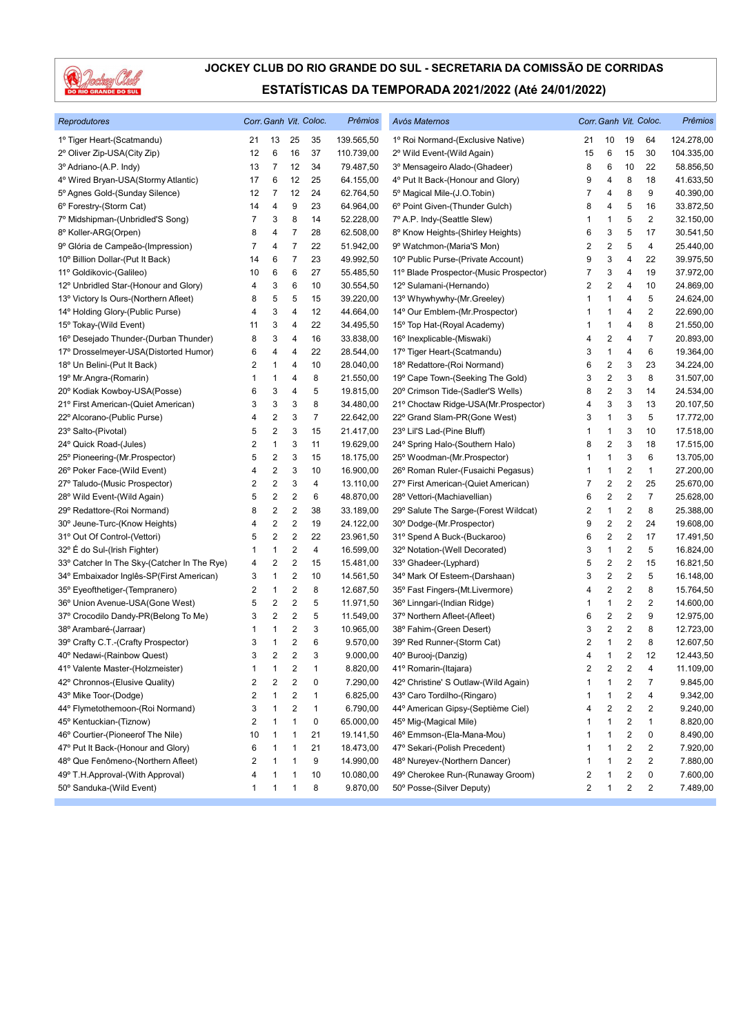# JOCKEY CLUB DO RIO GRANDE DO SUL - SECRETARIA DA COMISSÃO DE CORRIDAS

## ESTATÍSTICAS DA TEMPORADA 2021/2022 (Até 24/01/2022)

| *Reprodutores* | *Corr.* | *Ganh* | *Vit.* | *Coloc.* | *Prêmios* |
|---|---|---|---|---|---|
| 1º Tiger Heart-(Scatmandu) | 21 | 13 | 25 | 35 | 139.565,50 |
| 2º Oliver Zip-USA(City Zip) | 12 | 6 | 16 | 37 | 110.739,00 |
| 3º Adriano-(A.P. Indy) | 13 | 7 | 12 | 34 | 79.487,50 |
| 4º Wired Bryan-USA(Stormy Atlantic) | 17 | 6 | 12 | 25 | 64.155,00 |
| 5º Agnes Gold-(Sunday Silence) | 12 | 7 | 12 | 24 | 62.764,50 |
| 6º Forestry-(Storm Cat) | 14 | 4 | 9 | 23 | 64.964,00 |
| 7º Midshipman-(Unbridled'S Song) | 7 | 3 | 8 | 14 | 52.228,00 |
| 8º Koller-ARG(Orpen) | 8 | 4 | 7 | 28 | 62.508,00 |
| 9º Glória de Campeão-(Impression) | 7 | 4 | 7 | 22 | 51.942,00 |
| 10º Billion Dollar-(Put It Back) | 14 | 6 | 7 | 23 | 49.992,50 |
| 11º Goldikovic-(Galileo) | 10 | 6 | 6 | 27 | 55.485,50 |
| 12º Unbridled Star-(Honour and Glory) | 4 | 3 | 6 | 10 | 30.554,50 |
| 13º Victory Is Ours-(Northern Afleet) | 8 | 5 | 5 | 15 | 39.220,00 |
| 14º Holding Glory-(Public Purse) | 4 | 3 | 4 | 12 | 44.664,00 |
| 15º Tokay-(Wild Event) | 11 | 3 | 4 | 22 | 34.495,50 |
| 16º Desejado Thunder-(Durban Thunder) | 8 | 3 | 4 | 16 | 33.838,00 |
| 17º Drosselmeyer-USA(Distorted Humor) | 6 | 4 | 4 | 22 | 28.544,00 |
| 18º Un Belini-(Put It Back) | 2 | 1 | 4 | 10 | 28.040,00 |
| 19º Mr.Angra-(Romarin) | 1 | 1 | 4 | 8 | 21.550,00 |
| 20º Kodiak Kowboy-USA(Posse) | 6 | 3 | 4 | 5 | 19.815,00 |
| 21º First American-(Quiet American) | 3 | 3 | 3 | 8 | 34.480,00 |
| 22º Alcorano-(Public Purse) | 4 | 2 | 3 | 7 | 22.642,00 |
| 23º Salto-(Pivotal) | 5 | 2 | 3 | 15 | 21.417,00 |
| 24º Quick Road-(Jules) | 2 | 1 | 3 | 11 | 19.629,00 |
| 25º Pioneering-(Mr.Prospector) | 5 | 2 | 3 | 15 | 18.175,00 |
| 26º Poker Face-(Wild Event) | 4 | 2 | 3 | 10 | 16.900,00 |
| 27º Taludo-(Music Prospector) | 2 | 2 | 3 | 4 | 13.110,00 |
| 28º Wild Event-(Wild Again) | 5 | 2 | 2 | 6 | 48.870,00 |
| 29º Redattore-(Roi Normand) | 8 | 2 | 2 | 38 | 33.189,00 |
| 30º Jeune-Turc-(Know Heights) | 4 | 2 | 2 | 19 | 24.122,00 |
| 31º Out Of Control-(Vettori) | 5 | 2 | 2 | 22 | 23.961,50 |
| 32º É do Sul-(Irish Fighter) | 1 | 1 | 2 | 4 | 16.599,00 |
| 33º Catcher In The Sky-(Catcher In The Rye) | 4 | 2 | 2 | 15 | 15.481,00 |
| 34º Embaixador Inglês-SP(First American) | 3 | 1 | 2 | 10 | 14.561,50 |
| 35º Eyeofthetiger-(Tempranero) | 2 | 1 | 2 | 8 | 12.687,50 |
| 36º Union Avenue-USA(Gone West) | 5 | 2 | 2 | 5 | 11.971,50 |
| 37º Crocodilo Dandy-PR(Belong To Me) | 3 | 2 | 2 | 5 | 11.549,00 |
| 38º Arambaré-(Jarraar) | 1 | 1 | 2 | 3 | 10.965,00 |
| 39º Crafty C.T.-(Crafty Prospector) | 3 | 1 | 2 | 6 | 9.570,00 |
| 40º Nedawi-(Rainbow Quest) | 3 | 2 | 2 | 3 | 9.000,00 |
| 41º Valente Master-(Holzmeister) | 1 | 1 | 2 | 1 | 8.820,00 |
| 42º Chronnos-(Elusive Quality) | 2 | 2 | 2 | 0 | 7.290,00 |
| 43º Mike Toor-(Dodge) | 2 | 1 | 2 | 1 | 6.825,00 |
| 44º Flymetothemoon-(Roi Normand) | 3 | 1 | 2 | 1 | 6.790,00 |
| 45º Kentuckian-(Tiznow) | 2 | 1 | 1 | 0 | 65.000,00 |
| 46º Courtier-(Pioneerof The Nile) | 10 | 1 | 1 | 21 | 19.141,50 |
| 47º Put It Back-(Honour and Glory) | 6 | 1 | 1 | 21 | 18.473,00 |
| 48º Que Fenômeno-(Northern Afleet) | 2 | 1 | 1 | 9 | 14.990,00 |
| 49º T.H.Approval-(With Approval) | 4 | 1 | 1 | 10 | 10.080,00 |
| 50º Sanduka-(Wild Event) | 1 | 1 | 1 | 8 | 9.870,00 |

| *Avós Maternos* | *Corr.* | *Ganh* | *Vit.* | *Coloc.* | *Prêmios* |
|---|---|---|---|---|---|
| 1º Roi Normand-(Exclusive Native) | 21 | 10 | 19 | 64 | 124.278,00 |
| 2º Wild Event-(Wild Again) | 15 | 6 | 15 | 30 | 104.335,00 |
| 3º Mensageiro Alado-(Ghadeer) | 8 | 6 | 10 | 22 | 58.856,50 |
| 4º Put It Back-(Honour and Glory) | 9 | 4 | 8 | 18 | 41.633,50 |
| 5º Magical Mile-(J.O.Tobin) | 7 | 4 | 8 | 9 | 40.390,00 |
| 6º Point Given-(Thunder Gulch) | 8 | 4 | 5 | 16 | 33.872,50 |
| 7º A.P. Indy-(Seattle Slew) | 1 | 1 | 5 | 2 | 32.150,00 |
| 8º Know Heights-(Shirley Heights) | 6 | 3 | 5 | 17 | 30.541,50 |
| 9º Watchmon-(Maria'S Mon) | 2 | 2 | 5 | 4 | 25.440,00 |
| 10º Public Purse-(Private Account) | 9 | 3 | 4 | 22 | 39.975,50 |
| 11º Blade Prospector-(Music Prospector) | 7 | 3 | 4 | 19 | 37.972,00 |
| 12º Sulamani-(Hernando) | 2 | 2 | 4 | 10 | 24.869,00 |
| 13º Whywhywhy-(Mr.Greeley) | 1 | 1 | 4 | 5 | 24.624,00 |
| 14º Our Emblem-(Mr.Prospector) | 1 | 1 | 4 | 2 | 22.690,00 |
| 15º Top Hat-(Royal Academy) | 1 | 1 | 4 | 8 | 21.550,00 |
| 16º Inexplicable-(Miswaki) | 4 | 2 | 4 | 7 | 20.893,00 |
| 17º Tiger Heart-(Scatmandu) | 3 | 1 | 4 | 6 | 19.364,00 |
| 18º Redattore-(Roi Normand) | 6 | 2 | 3 | 23 | 34.224,00 |
| 19º Cape Town-(Seeking The Gold) | 3 | 2 | 3 | 8 | 31.507,00 |
| 20º Crimson Tide-(Sadler'S Wells) | 8 | 2 | 3 | 14 | 24.534,00 |
| 21º Choctaw Ridge-USA(Mr.Prospector) | 4 | 3 | 3 | 13 | 20.107,50 |
| 22º Grand Slam-PR(Gone West) | 3 | 1 | 3 | 5 | 17.772,00 |
| 23º Lil'S Lad-(Pine Bluff) | 1 | 1 | 3 | 10 | 17.518,00 |
| 24º Spring Halo-(Southern Halo) | 8 | 2 | 3 | 18 | 17.515,00 |
| 25º Woodman-(Mr.Prospector) | 1 | 1 | 3 | 6 | 13.705,00 |
| 26º Roman Ruler-(Fusaichi Pegasus) | 1 | 1 | 2 | 1 | 27.200,00 |
| 27º First American-(Quiet American) | 7 | 2 | 2 | 25 | 25.670,00 |
| 28º Vettori-(Machiavellian) | 6 | 2 | 2 | 7 | 25.628,00 |
| 29º Salute The Sarge-(Forest Wildcat) | 2 | 1 | 2 | 8 | 25.388,00 |
| 30º Dodge-(Mr.Prospector) | 9 | 2 | 2 | 24 | 19.608,00 |
| 31º Spend A Buck-(Buckaroo) | 6 | 2 | 2 | 17 | 17.491,50 |
| 32º Notation-(Well Decorated) | 3 | 1 | 2 | 5 | 16.824,00 |
| 33º Ghadeer-(Lyphard) | 5 | 2 | 2 | 15 | 16.821,50 |
| 34º Mark Of Esteem-(Darshaan) | 3 | 2 | 2 | 5 | 16.148,00 |
| 35º Fast Fingers-(Mt.Livermore) | 4 | 2 | 2 | 8 | 15.764,50 |
| 36º Linngari-(Indian Ridge) | 1 | 1 | 2 | 2 | 14.600,00 |
| 37º Northern Afleet-(Afleet) | 6 | 2 | 2 | 9 | 12.975,00 |
| 38º Fahim-(Green Desert) | 3 | 2 | 2 | 8 | 12.723,00 |
| 39º Red Runner-(Storm Cat) | 2 | 1 | 2 | 8 | 12.607,50 |
| 40º Burooj-(Danzig) | 4 | 1 | 2 | 12 | 12.443,50 |
| 41º Romarin-(Itajara) | 2 | 2 | 2 | 4 | 11.109,00 |
| 42º Christine' S Outlaw-(Wild Again) | 1 | 1 | 2 | 7 | 9.845,00 |
| 43º Caro Tordilho-(Ringaro) | 1 | 1 | 2 | 4 | 9.342,00 |
| 44º American Gipsy-(Septième Ciel) | 4 | 2 | 2 | 2 | 9.240,00 |
| 45º Mig-(Magical Mile) | 1 | 1 | 2 | 1 | 8.820,00 |
| 46º Emmson-(Ela-Mana-Mou) | 1 | 1 | 2 | 0 | 8.490,00 |
| 47º Sekari-(Polish Precedent) | 1 | 1 | 2 | 2 | 7.920,00 |
| 48º Nureyev-(Northern Dancer) | 1 | 1 | 2 | 2 | 7.880,00 |
| 49º Cherokee Run-(Runaway Groom) | 2 | 1 | 2 | 0 | 7.600,00 |
| 50º Posse-(Silver Deputy) | 2 | 1 | 2 | 2 | 7.489,00 |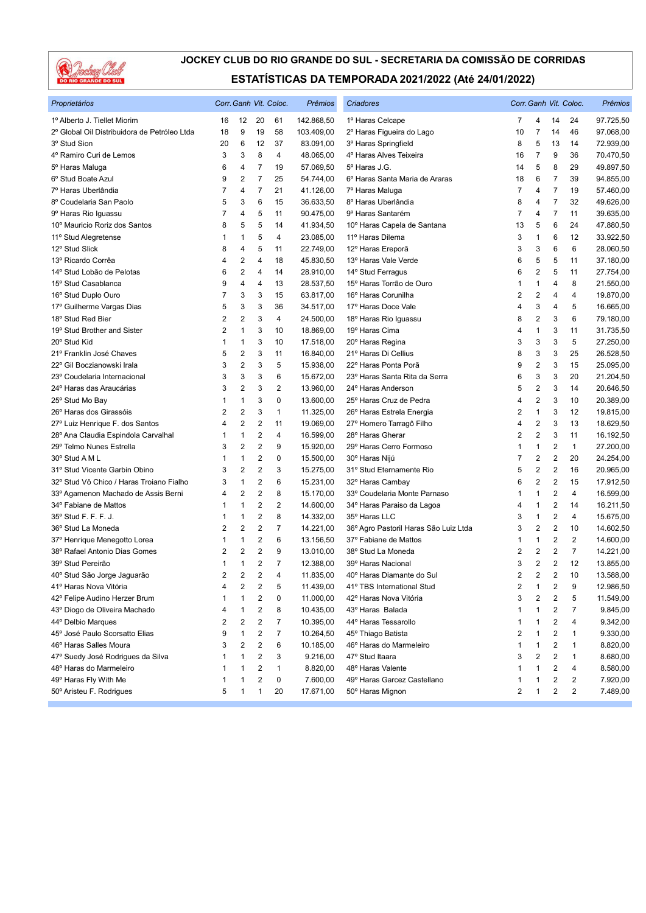# JOCKEY CLUB DO RIO GRANDE DO SUL - SECRETARIA DA COMISSÃO DE CORRIDAS

## ESTATÍSTICAS DA TEMPORADA 2021/2022 (Até 24/01/2022)

| *Proprietários* | *Corr.* | *Ganh* | *Vit.* | *Coloc.* | *Prêmios* | *Criadores* | *Corr.* | *Ganh* | *Vit.* | *Coloc.* | *Prêmios* |
|---|---|---|---|---|---|---|---|---|---|---|---|
| 1º Alberto J. Tiellet Miorim | 16 | 12 | 20 | 61 | 142.868,50 | 1º Haras Celcape | 7 | 4 | 14 | 24 | 97.725,50 |
| 2º Global Oil Distribuidora de Petróleo Ltda | 18 | 9 | 19 | 58 | 103.409,00 | 2º Haras Figueira do Lago | 10 | 7 | 14 | 46 | 97.068,00 |
| 3º Stud Sion | 20 | 6 | 12 | 37 | 83.091,00 | 3º Haras Springfield | 8 | 5 | 13 | 14 | 72.939,00 |
| 4º Ramiro Curi de Lemos | 3 | 3 | 8 | 4 | 48.065,00 | 4º Haras Alves Teixeira | 16 | 7 | 9 | 36 | 70.470,50 |
| 5º Haras Maluga | 6 | 4 | 7 | 19 | 57.069,50 | 5º Haras J.G. | 14 | 5 | 8 | 29 | 49.897,50 |
| 6º Stud Boate Azul | 9 | 2 | 7 | 25 | 54.744,00 | 6º Haras Santa Maria de Araras | 18 | 6 | 7 | 39 | 94.855,00 |
| 7º Haras Uberlândia | 7 | 4 | 7 | 21 | 41.126,00 | 7º Haras Maluga | 7 | 4 | 7 | 19 | 57.460,00 |
| 8º Coudelaria San Paolo | 5 | 3 | 6 | 15 | 36.633,50 | 8º Haras Uberlândia | 8 | 4 | 7 | 32 | 49.626,00 |
| 9º Haras Rio Iguassu | 7 | 4 | 5 | 11 | 90.475,00 | 9º Haras Santarém | 7 | 4 | 7 | 11 | 39.635,00 |
| 10º Mauricio Roriz dos Santos | 8 | 5 | 5 | 14 | 41.934,50 | 10º Haras Capela de Santana | 13 | 5 | 6 | 24 | 47.880,50 |
| 11º Stud Alegretense | 1 | 1 | 5 | 4 | 23.085,00 | 11º Haras Dilema | 3 | 1 | 6 | 12 | 33.922,50 |
| 12º Stud Slick | 8 | 4 | 5 | 11 | 22.749,00 | 12º Haras Ereporã | 3 | 3 | 6 | 6 | 28.060,50 |
| 13º Ricardo Corrêa | 4 | 2 | 4 | 18 | 45.830,50 | 13º Haras Vale Verde | 6 | 5 | 5 | 11 | 37.180,00 |
| 14º Stud Lobão de Pelotas | 6 | 2 | 4 | 14 | 28.910,00 | 14º Stud Ferragus | 6 | 2 | 5 | 11 | 27.754,00 |
| 15º Stud Casablanca | 9 | 4 | 4 | 13 | 28.537,50 | 15º Haras Torrão de Ouro | 1 | 1 | 4 | 8 | 21.550,00 |
| 16º Stud Duplo Ouro | 7 | 3 | 3 | 15 | 63.817,00 | 16º Haras Corunilha | 2 | 2 | 4 | 4 | 19.870,00 |
| 17º Guilherme Vargas Dias | 5 | 3 | 3 | 36 | 34.517,00 | 17º Haras Doce Vale | 4 | 3 | 4 | 5 | 16.665,00 |
| 18º Stud Red Bier | 2 | 2 | 3 | 4 | 24.500,00 | 18º Haras Rio Iguassu | 8 | 2 | 3 | 6 | 79.180,00 |
| 19º Stud Brother and Sister | 2 | 1 | 3 | 10 | 18.869,00 | 19º Haras Cima | 4 | 1 | 3 | 11 | 31.735,50 |
| 20º Stud Kid | 1 | 1 | 3 | 10 | 17.518,00 | 20º Haras Regina | 3 | 3 | 3 | 5 | 27.250,00 |
| 21º Franklin José Chaves | 5 | 2 | 3 | 11 | 16.840,00 | 21º Haras Di Cellius | 8 | 3 | 3 | 25 | 26.528,50 |
| 22º Gil Boczianowski Irala | 3 | 2 | 3 | 5 | 15.938,00 | 22º Haras Ponta Porã | 9 | 2 | 3 | 15 | 25.095,00 |
| 23º Coudelaria Internacional | 3 | 3 | 3 | 6 | 15.672,00 | 23º Haras Santa Rita da Serra | 6 | 3 | 3 | 20 | 21.204,50 |
| 24º Haras das Araucárias | 3 | 2 | 3 | 2 | 13.960,00 | 24º Haras Anderson | 5 | 2 | 3 | 14 | 20.646,50 |
| 25º Stud Mo Bay | 1 | 1 | 3 | 0 | 13.600,00 | 25º Haras Cruz de Pedra | 4 | 2 | 3 | 10 | 20.389,00 |
| 26º Haras dos Girassóis | 2 | 2 | 3 | 1 | 11.325,00 | 26º Haras Estrela Energia | 2 | 1 | 3 | 12 | 19.815,00 |
| 27º Luiz Henrique F. dos Santos | 4 | 2 | 2 | 11 | 19.069,00 | 27º Homero Tarragô Filho | 4 | 2 | 3 | 13 | 18.629,50 |
| 28º Ana Claudia Espindola Carvalhal | 1 | 1 | 2 | 4 | 16.599,00 | 28º Haras Gherar | 2 | 2 | 3 | 11 | 16.192,50 |
| 29º Telmo Nunes Estrella | 3 | 2 | 2 | 9 | 15.920,00 | 29º Haras Cerro Formoso | 1 | 1 | 2 | 1 | 27.200,00 |
| 30º Stud A M L | 1 | 1 | 2 | 0 | 15.500,00 | 30º Haras Nijú | 7 | 2 | 2 | 20 | 24.254,00 |
| 31º Stud Vicente Garbin Obino | 3 | 2 | 2 | 3 | 15.275,00 | 31º Stud Eternamente Rio | 5 | 2 | 2 | 16 | 20.965,00 |
| 32º Stud Vô Chico / Haras Troiano Fialho | 3 | 1 | 2 | 6 | 15.231,00 | 32º Haras Cambay | 6 | 2 | 2 | 15 | 17.912,50 |
| 33º Agamenon Machado de Assis Berni | 4 | 2 | 2 | 8 | 15.170,00 | 33º Coudelaria Monte Parnaso | 1 | 1 | 2 | 4 | 16.599,00 |
| 34º Fabiane de Mattos | 1 | 1 | 2 | 2 | 14.600,00 | 34º Haras Paraiso da Lagoa | 4 | 1 | 2 | 14 | 16.211,50 |
| 35º Stud F. F. F. J. | 1 | 1 | 2 | 8 | 14.332,00 | 35º Haras LLC | 3 | 1 | 2 | 4 | 15.675,00 |
| 36º Stud La Moneda | 2 | 2 | 2 | 7 | 14.221,00 | 36º Agro Pastoril Haras São Luiz Ltda | 3 | 2 | 2 | 10 | 14.602,50 |
| 37º Henrique Menegotto Lorea | 1 | 1 | 2 | 6 | 13.156,50 | 37º Fabiane de Mattos | 1 | 1 | 2 | 2 | 14.600,00 |
| 38º Rafael Antonio Dias Gomes | 2 | 2 | 2 | 9 | 13.010,00 | 38º Stud La Moneda | 2 | 2 | 2 | 7 | 14.221,00 |
| 39º Stud Pereirão | 1 | 1 | 2 | 7 | 12.388,00 | 39º Haras Nacional | 3 | 2 | 2 | 12 | 13.855,00 |
| 40º Stud São Jorge Jaguarão | 2 | 2 | 2 | 4 | 11.835,00 | 40º Haras Diamante do Sul | 2 | 2 | 2 | 10 | 13.588,00 |
| 41º Haras Nova Vitória | 4 | 2 | 2 | 5 | 11.439,00 | 41º TBS International Stud | 2 | 1 | 2 | 9 | 12.986,50 |
| 42º Felipe Audino Herzer Brum | 1 | 1 | 2 | 0 | 11.000,00 | 42º Haras Nova Vitória | 3 | 2 | 2 | 5 | 11.549,00 |
| 43º Diogo de Oliveira Machado | 4 | 1 | 2 | 8 | 10.435,00 | 43º Haras Balada | 1 | 1 | 2 | 7 | 9.845,00 |
| 44º Delbio Marques | 2 | 2 | 2 | 7 | 10.395,00 | 44º Haras Tessarollo | 1 | 1 | 2 | 4 | 9.342,00 |
| 45º José Paulo Scorsatto Elias | 9 | 1 | 2 | 7 | 10.264,50 | 45º Thiago Batista | 2 | 1 | 2 | 1 | 9.330,00 |
| 46º Haras Salles Moura | 3 | 2 | 2 | 6 | 10.185,00 | 46º Haras do Marmeleiro | 1 | 1 | 2 | 1 | 8.820,00 |
| 47º Suedy José Rodrigues da Silva | 1 | 1 | 2 | 3 | 9.216,00 | 47º Stud Itaara | 3 | 2 | 2 | 1 | 8.680,00 |
| 48º Haras do Marmeleiro | 1 | 1 | 2 | 1 | 8.820,00 | 48º Haras Valente | 1 | 1 | 2 | 4 | 8.580,00 |
| 49º Haras Fly With Me | 1 | 1 | 2 | 0 | 7.600,00 | 49º Haras Garcez Castellano | 1 | 1 | 2 | 2 | 7.920,00 |
| 50º Aristeu F. Rodrigues | 5 | 1 | 1 | 20 | 17.671,00 | 50º Haras Mignon | 2 | 1 | 2 | 2 | 7.489,00 |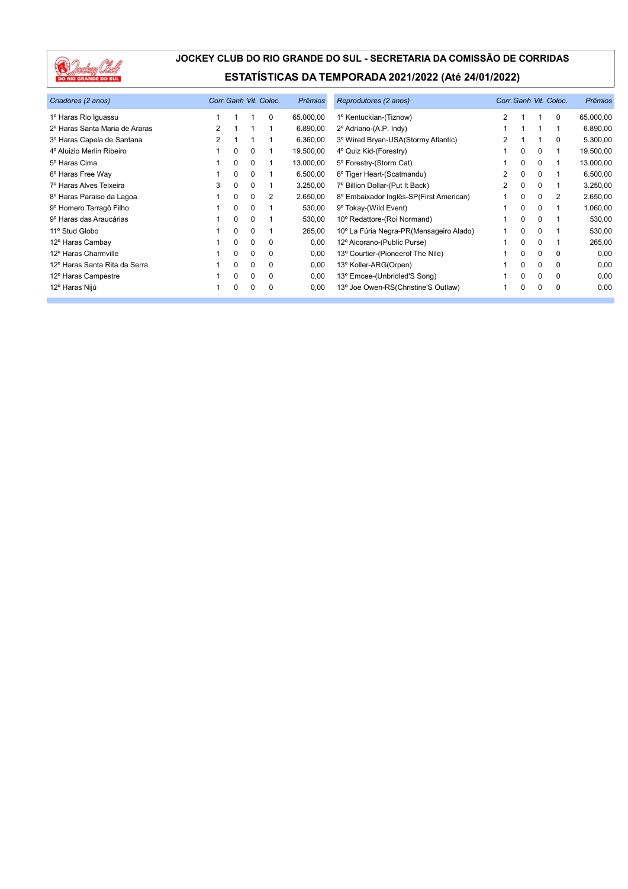# JOCKEY CLUB DO RIO GRANDE DO SUL - SECRETARIA DA COMISSÃO DE CORRIDAS

## ESTATÍSTICAS DA TEMPORADA 2021/2022 (Até 24/01/2022)

| *Criadores (2 anos)* | *Corr.* | *Ganh* | *Vit.* | *Coloc.* | *Prêmios* |
|---|---|---|---|---|---|
| 1º Haras Rio Iguassu | 1 | 1 | 1 | 0 | 65.000,00 |
| 2º Haras Santa Maria de Araras | 2 | 1 | 1 | 1 | 6.890,00 |
| 3º Haras Capela de Santana | 2 | 1 | 1 | 1 | 6.360,00 |
| 4º Aluizio Merlin Ribeiro | 1 | 0 | 0 | 1 | 19.500,00 |
| 5º Haras Cima | 1 | 0 | 0 | 1 | 13.000,00 |
| 6º Haras Free Way | 1 | 0 | 0 | 1 | 6.500,00 |
| 7º Haras Alves Teixeira | 3 | 0 | 0 | 1 | 3.250,00 |
| 8º Haras Paraiso da Lagoa | 1 | 0 | 0 | 2 | 2.650,00 |
| 9º Homero Tarragô Filho | 1 | 0 | 0 | 1 | 530,00 |
| 9º Haras das Araucárias | 1 | 0 | 0 | 1 | 530,00 |
| 11º Stud Globo | 1 | 0 | 0 | 1 | 265,00 |
| 12º Haras Cambay | 1 | 0 | 0 | 0 | 0,00 |
| 12º Haras Charmville | 1 | 0 | 0 | 0 | 0,00 |
| 12º Haras Santa Rita da Serra | 1 | 0 | 0 | 0 | 0,00 |
| 12º Haras Campestre | 1 | 0 | 0 | 0 | 0,00 |
| 12º Haras Nijú | 1 | 0 | 0 | 0 | 0,00 |

| *Reprodutores (2 anos)* | *Corr.* | *Ganh* | *Vit.* | *Coloc.* | *Prêmios* |
|---|---|---|---|---|---|
| 1º Kentuckian-(Tiznow) | 2 | 1 | 1 | 0 | 65.000,00 |
| 2º Adriano-(A.P. Indy) | 1 | 1 | 1 | 1 | 6.890,00 |
| 3º Wired Bryan-USA(Stormy Atlantic) | 2 | 1 | 1 | 0 | 5.300,00 |
| 4º Quiz Kid-(Forestry) | 1 | 0 | 0 | 1 | 19.500,00 |
| 5º Forestry-(Storm Cat) | 1 | 0 | 0 | 1 | 13.000,00 |
| 6º Tiger Heart-(Scatmandu) | 2 | 0 | 0 | 1 | 6.500,00 |
| 7º Billion Dollar-(Put It Back) | 2 | 0 | 0 | 1 | 3.250,00 |
| 8º Embaixador Inglês-SP(First American) | 1 | 0 | 0 | 2 | 2.650,00 |
| 9º Tokay-(Wild Event) | 1 | 0 | 0 | 1 | 1.060,00 |
| 10º Redattore-(Roi Normand) | 1 | 0 | 0 | 1 | 530,00 |
| 10º La Fúria Negra-PR(Mensageiro Alado) | 1 | 0 | 0 | 1 | 530,00 |
| 12º Alcorano-(Public Purse) | 1 | 0 | 0 | 1 | 265,00 |
| 13º Courtier-(Pioneerof The Nile) | 1 | 0 | 0 | 0 | 0,00 |
| 13º Koller-ARG(Orpen) | 1 | 0 | 0 | 0 | 0,00 |
| 13º Emcee-(Unbridled'S Song) | 1 | 0 | 0 | 0 | 0,00 |
| 13º Joe Owen-RS(Christine'S Outlaw) | 1 | 0 | 0 | 0 | 0,00 |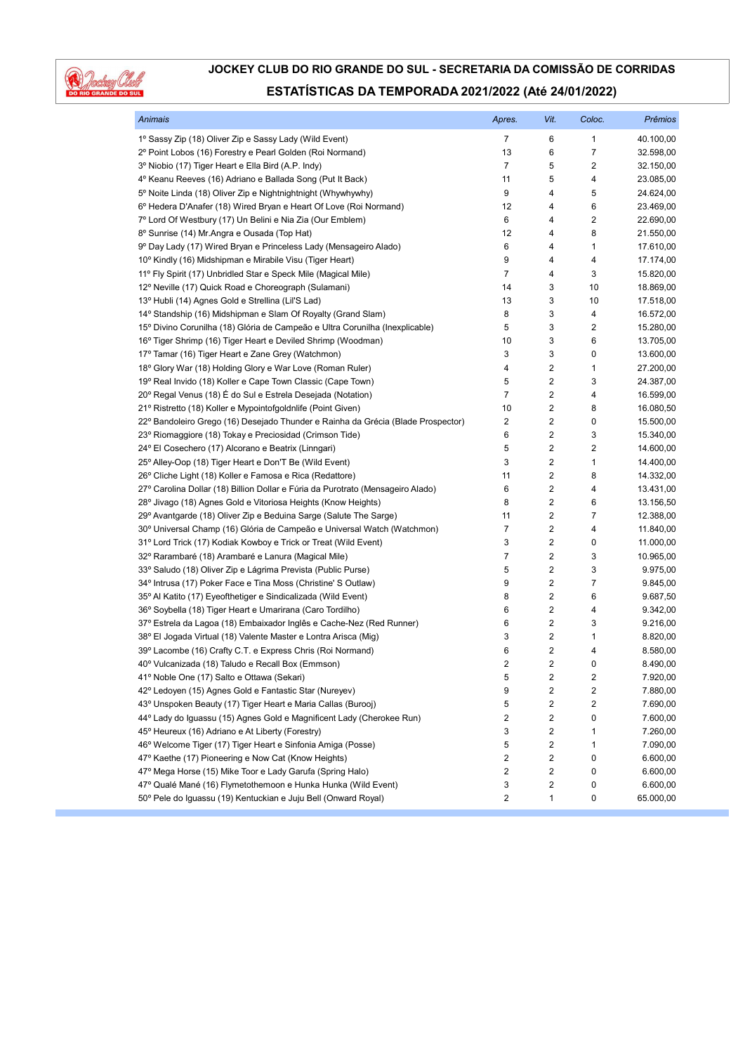## JOCKEY CLUB DO RIO GRANDE DO SUL - SECRETARIA DA COMISSÃO DE CORRIDAS

## ESTATÍSTICAS DA TEMPORADA 2021/2022 (Até 24/01/2022)

| *Animais* | *Apres.* | *Vit.* | *Coloc.* | *Prêmios* |
|---|---|---|---|---|
| 1º Sassy Zip (18) Oliver Zip e Sassy Lady (Wild Event) | 7 | 6 | 1 | 40.100,00 |
| 2º Point Lobos (16) Forestry e Pearl Golden (Roi Normand) | 13 | 6 | 7 | 32.598,00 |
| 3º Niobio (17) Tiger Heart e Ella Bird (A.P. Indy) | 7 | 5 | 2 | 32.150,00 |
| 4º Keanu Reeves (16) Adriano e Ballada Song (Put It Back) | 11 | 5 | 4 | 23.085,00 |
| 5º Noite Linda (18) Oliver Zip e Nightnightnight (Whywhywhy) | 9 | 4 | 5 | 24.624,00 |
| 6º Hedera D'Anafer (18) Wired Bryan e Heart Of Love (Roi Normand) | 12 | 4 | 6 | 23.469,00 |
| 7º Lord Of Westbury (17) Un Belini e Nia Zia (Our Emblem) | 6 | 4 | 2 | 22.690,00 |
| 8º Sunrise (14) Mr.Angra e Ousada (Top Hat) | 12 | 4 | 8 | 21.550,00 |
| 9º Day Lady (17) Wired Bryan e Princeless Lady (Mensageiro Alado) | 6 | 4 | 1 | 17.610,00 |
| 10º Kindly (16) Midshipman e Mirabile Visu (Tiger Heart) | 9 | 4 | 4 | 17.174,00 |
| 11º Fly Spirit (17) Unbridled Star e Speck Mile (Magical Mile) | 7 | 4 | 3 | 15.820,00 |
| 12º Neville (17) Quick Road e Choreograph (Sulamani) | 14 | 3 | 10 | 18.869,00 |
| 13º Hubli (14) Agnes Gold e Strellina (Lil'S Lad) | 13 | 3 | 10 | 17.518,00 |
| 14º Standship (16) Midshipman e Slam Of Royalty (Grand Slam) | 8 | 3 | 4 | 16.572,00 |
| 15º Divino Corunilha (18) Glória de Campeão e Ultra Corunilha (Inexplicable) | 5 | 3 | 2 | 15.280,00 |
| 16º Tiger Shrimp (16) Tiger Heart e Deviled Shrimp (Woodman) | 10 | 3 | 6 | 13.705,00 |
| 17º Tamar (16) Tiger Heart e Zane Grey (Watchmon) | 3 | 3 | 0 | 13.600,00 |
| 18º Glory War (18) Holding Glory e War Love (Roman Ruler) | 4 | 2 | 1 | 27.200,00 |
| 19º Real Invido (18) Koller e Cape Town Classic (Cape Town) | 5 | 2 | 3 | 24.387,00 |
| 20º Regal Venus (18) É do Sul e Estrela Desejada (Notation) | 7 | 2 | 4 | 16.599,00 |
| 21º Ristretto (18) Koller e Mypointofgoldnlife (Point Given) | 10 | 2 | 8 | 16.080,50 |
| 22º Bandoleiro Grego (16) Desejado Thunder e Rainha da Grécia (Blade Prospector) | 2 | 2 | 0 | 15.500,00 |
| 23º Riomaggiore (18) Tokay e Preciosidad (Crimson Tide) | 6 | 2 | 3 | 15.340,00 |
| 24º El Cosechero (17) Alcorano e Beatrix (Linngari) | 5 | 2 | 2 | 14.600,00 |
| 25º Alley-Oop (18) Tiger Heart e Don'T Be (Wild Event) | 3 | 2 | 1 | 14.400,00 |
| 26º Cliche Light (18) Koller e Famosa e Rica (Redattore) | 11 | 2 | 8 | 14.332,00 |
| 27º Carolina Dollar (18) Billion Dollar e Fúria da Purotrato (Mensageiro Alado) | 6 | 2 | 4 | 13.431,00 |
| 28º Jivago (18) Agnes Gold e Vitoriosa Heights (Know Heights) | 8 | 2 | 6 | 13.156,50 |
| 29º Avantgarde (18) Oliver Zip e Beduina Sarge (Salute The Sarge) | 11 | 2 | 7 | 12.388,00 |
| 30º Universal Champ (16) Glória de Campeão e Universal Watch (Watchmon) | 7 | 2 | 4 | 11.840,00 |
| 31º Lord Trick (17) Kodiak Kowboy e Trick or Treat (Wild Event) | 3 | 2 | 0 | 11.000,00 |
| 32º Rarambaré (18) Arambaré e Lanura (Magical Mile) | 7 | 2 | 3 | 10.965,00 |
| 33º Saludo (18) Oliver Zip e Lágrima Prevista (Public Purse) | 5 | 2 | 3 | 9.975,00 |
| 34º Intrusa (17) Poker Face e Tina Moss (Christine' S Outlaw) | 9 | 2 | 7 | 9.845,00 |
| 35º Al Katito (17) Eyeofthetiger e Sindicalizada (Wild Event) | 8 | 2 | 6 | 9.687,50 |
| 36º Soybella (18) Tiger Heart e Umarirana (Caro Tordilho) | 6 | 2 | 4 | 9.342,00 |
| 37º Estrela da Lagoa (18) Embaixador Inglês e Cache-Nez (Red Runner) | 6 | 2 | 3 | 9.216,00 |
| 38º El Jogada Virtual (18) Valente Master e Lontra Arisca (Mig) | 3 | 2 | 1 | 8.820,00 |
| 39º Lacombe (16) Crafty C.T. e Express Chris (Roi Normand) | 6 | 2 | 4 | 8.580,00 |
| 40º Vulcanizada (18) Taludo e Recall Box (Emmson) | 2 | 2 | 0 | 8.490,00 |
| 41º Noble One (17) Salto e Ottawa (Sekari) | 5 | 2 | 2 | 7.920,00 |
| 42º Ledoyen (15) Agnes Gold e Fantastic Star (Nureyev) | 9 | 2 | 2 | 7.880,00 |
| 43º Unspoken Beauty (17) Tiger Heart e Maria Callas (Burooj) | 5 | 2 | 2 | 7.690,00 |
| 44º Lady do Iguassu (15) Agnes Gold e Magnificent Lady (Cherokee Run) | 2 | 2 | 0 | 7.600,00 |
| 45º Heureux (16) Adriano e At Liberty (Forestry) | 3 | 2 | 1 | 7.260,00 |
| 46º Welcome Tiger (17) Tiger Heart e Sinfonia Amiga (Posse) | 5 | 2 | 1 | 7.090,00 |
| 47º Kaethe (17) Pioneering e Now Cat (Know Heights) | 2 | 2 | 0 | 6.600,00 |
| 47º Mega Horse (15) Mike Toor e Lady Garufa (Spring Halo) | 2 | 2 | 0 | 6.600,00 |
| 47º Qualé Mané (16) Flymetothemoon e Hunka Hunka (Wild Event) | 3 | 2 | 0 | 6.600,00 |
| 50º Pele do Iguassu (19) Kentuckian e Juju Bell (Onward Royal) | 2 | 1 | 0 | 65.000,00 |